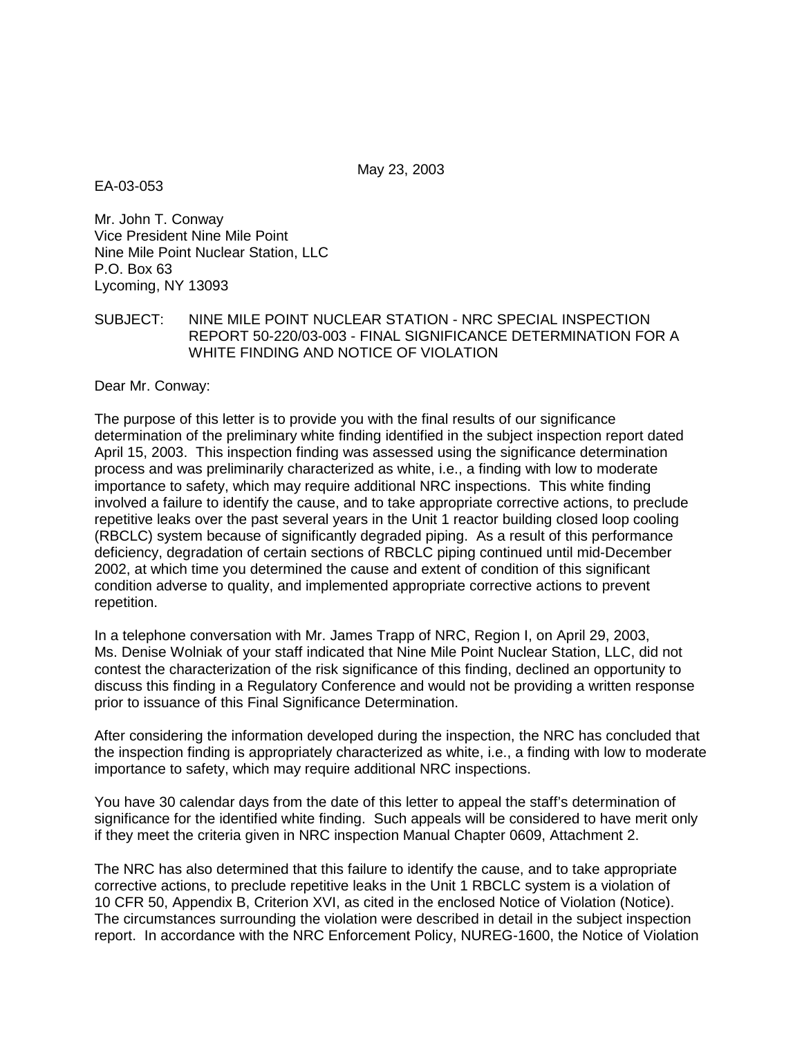May 23, 2003

EA-03-053

Mr. John T. Conway
Vice President Nine Mile Point
Nine Mile Point Nuclear Station, LLC
P.O. Box 63
Lycoming, NY 13093

SUBJECT: NINE MILE POINT NUCLEAR STATION - NRC SPECIAL INSPECTION REPORT 50-220/03-003 - FINAL SIGNIFICANCE DETERMINATION FOR A WHITE FINDING AND NOTICE OF VIOLATION

Dear Mr. Conway:

The purpose of this letter is to provide you with the final results of our significance determination of the preliminary white finding identified in the subject inspection report dated April 15, 2003. This inspection finding was assessed using the significance determination process and was preliminarily characterized as white, i.e., a finding with low to moderate importance to safety, which may require additional NRC inspections. This white finding involved a failure to identify the cause, and to take appropriate corrective actions, to preclude repetitive leaks over the past several years in the Unit 1 reactor building closed loop cooling (RBCLC) system because of significantly degraded piping. As a result of this performance deficiency, degradation of certain sections of RBCLC piping continued until mid-December 2002, at which time you determined the cause and extent of condition of this significant condition adverse to quality, and implemented appropriate corrective actions to prevent repetition.

In a telephone conversation with Mr. James Trapp of NRC, Region I, on April 29, 2003, Ms. Denise Wolniak of your staff indicated that Nine Mile Point Nuclear Station, LLC, did not contest the characterization of the risk significance of this finding, declined an opportunity to discuss this finding in a Regulatory Conference and would not be providing a written response prior to issuance of this Final Significance Determination.

After considering the information developed during the inspection, the NRC has concluded that the inspection finding is appropriately characterized as white, i.e., a finding with low to moderate importance to safety, which may require additional NRC inspections.

You have 30 calendar days from the date of this letter to appeal the staff's determination of significance for the identified white finding. Such appeals will be considered to have merit only if they meet the criteria given in NRC inspection Manual Chapter 0609, Attachment 2.

The NRC has also determined that this failure to identify the cause, and to take appropriate corrective actions, to preclude repetitive leaks in the Unit 1 RBCLC system is a violation of 10 CFR 50, Appendix B, Criterion XVI, as cited in the enclosed Notice of Violation (Notice). The circumstances surrounding the violation were described in detail in the subject inspection report. In accordance with the NRC Enforcement Policy, NUREG-1600, the Notice of Violation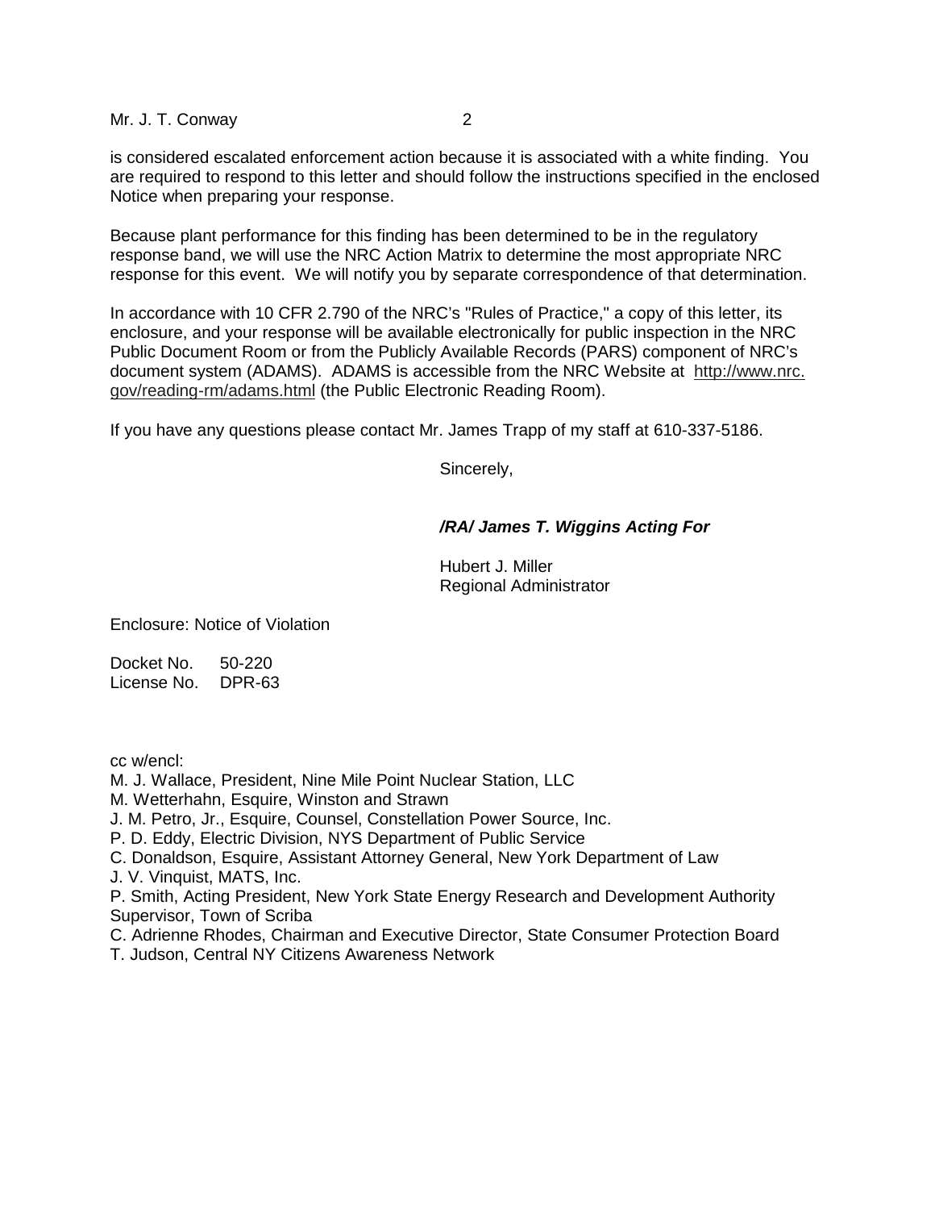is considered escalated enforcement action because it is associated with a white finding. You are required to respond to this letter and should follow the instructions specified in the enclosed Notice when preparing your response.

Because plant performance for this finding has been determined to be in the regulatory response band, we will use the NRC Action Matrix to determine the most appropriate NRC response for this event. We will notify you by separate correspondence of that determination.

In accordance with 10 CFR 2.790 of the NRC's "Rules of Practice," a copy of this letter, its enclosure, and your response will be available electronically for public inspection in the NRC Public Document Room or from the Publicly Available Records (PARS) component of NRC's document system (ADAMS). ADAMS is accessible from the NRC Website at http://www.nrc.gov/reading-rm/adams.html (the Public Electronic Reading Room).

If you have any questions please contact Mr. James Trapp of my staff at 610-337-5186.

Sincerely,

***/RA/ James T. Wiggins Acting For***

Hubert J. Miller
Regional Administrator

Enclosure: Notice of Violation

Docket No. 50-220
License No. DPR-63

cc w/encl:
M. J. Wallace, President, Nine Mile Point Nuclear Station, LLC
M. Wetterhahn, Esquire, Winston and Strawn
J. M. Petro, Jr., Esquire, Counsel, Constellation Power Source, Inc.
P. D. Eddy, Electric Division, NYS Department of Public Service
C. Donaldson, Esquire, Assistant Attorney General, New York Department of Law
J. V. Vinquist, MATS, Inc.
P. Smith, Acting President, New York State Energy Research and Development Authority
Supervisor, Town of Scriba
C. Adrienne Rhodes, Chairman and Executive Director, State Consumer Protection Board
T. Judson, Central NY Citizens Awareness Network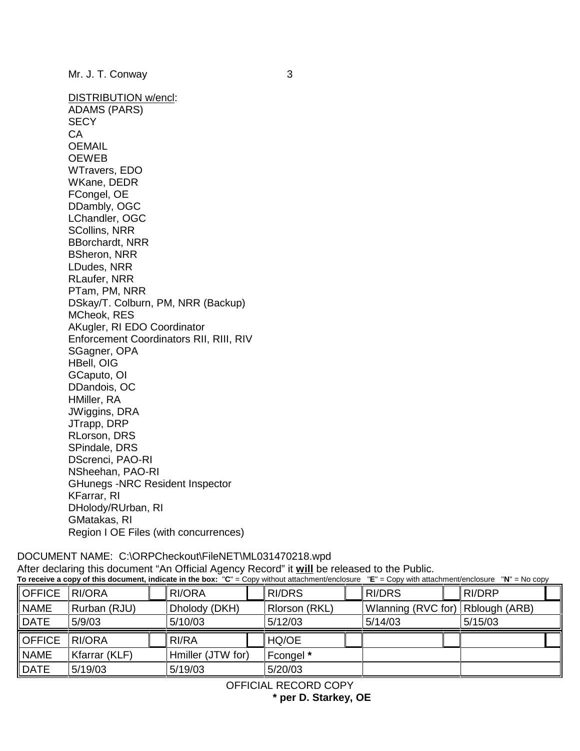Mr. J. T. Conway

DISTRIBUTION w/encl:
ADAMS (PARS)
SECY
CA
OEMAIL
OEWEB
WTravers, EDO
WKane, DEDR
FCongel, OE
DDambly, OGC
LChandler, OGC
SCollins, NRR
BBorchardt, NRR
BSheron, NRR
LDudes, NRR
RLaufer, NRR
PTam, PM, NRR
DSkay/T. Colburn, PM, NRR (Backup)
MCheok, RES
AKugler, RI EDO Coordinator
Enforcement Coordinators RII, RIII, RIV
SGagner, OPA
HBell, OIG
GCaputo, OI
DDandois, OC
HMiller, RA
JWiggins, DRA
JTrapp, DRP
RLorson, DRS
SPindale, DRS
DScrenci, PAO-RI
NSheehan, PAO-RI
GHunegs -NRC Resident Inspector
KFarrar, RI
DHolody/RUrban, RI
GMatakas, RI
Region I OE Files (with concurrences)

DOCUMENT NAME: C:\ORPCheckout\FileNET\ML031470218.wpd
After declaring this document "An Official Agency Record" it **will** be released to the Public.
**To receive a copy of this document, indicate in the box:** "**C**" = Copy without attachment/enclosure "**E**" = Copy with attachment/enclosure "**N**" = No copy

| OFFICE | RI/ORA | RI/ORA | RI/DRS | RI/DRS | RI/DRP |
|---|---|---|---|---|---|
| NAME | Rurban (RJU) | Dholody (DKH) | Rlorson (RKL) | Wlanning (RVC for) | Rblough (ARB) |
| DATE | 5/9/03 | 5/10/03 | 5/12/03 | 5/14/03 | 5/15/03 |
| OFFICE | RI/ORA | RI/RA | HQ/OE | | |
| NAME | Kfarrar (KLF) | Hmiller (JTW for) | Fcongel * | | |
| DATE | 5/19/03 | 5/19/03 | 5/20/03 | | |

OFFICIAL RECORD COPY
**\* per D. Starkey, OE**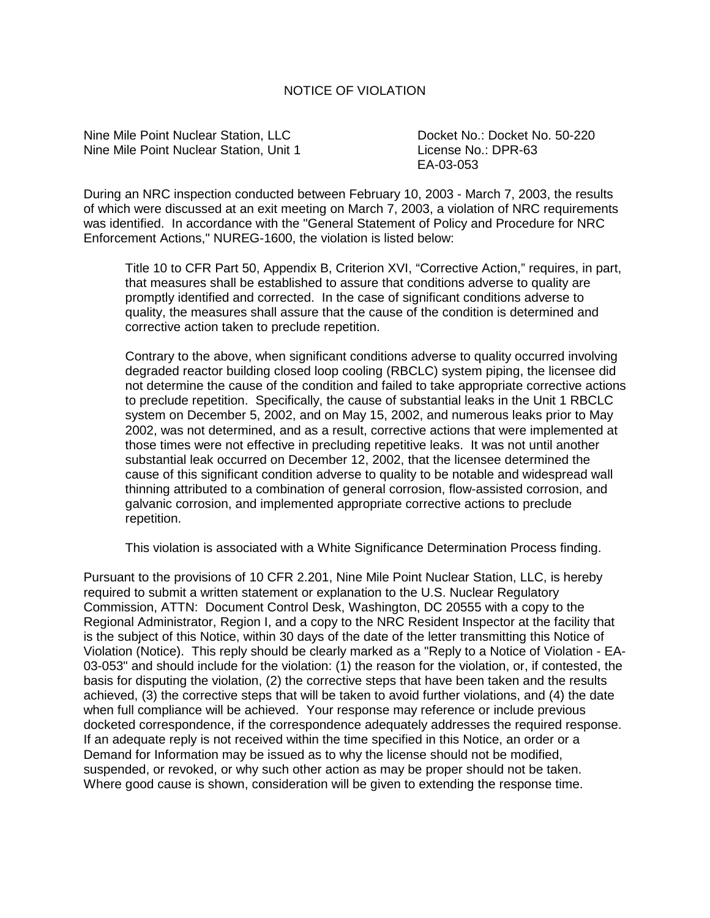# NOTICE OF VIOLATION

Nine Mile Point Nuclear Station, LLC
Nine Mile Point Nuclear Station, Unit 1

Docket No.: Docket No. 50-220
License No.: DPR-63
EA-03-053

During an NRC inspection conducted between February 10, 2003 - March 7, 2003, the results of which were discussed at an exit meeting on March 7, 2003, a violation of NRC requirements was identified. In accordance with the "General Statement of Policy and Procedure for NRC Enforcement Actions," NUREG-1600, the violation is listed below:

> Title 10 to CFR Part 50, Appendix B, Criterion XVI, "Corrective Action," requires, in part, that measures shall be established to assure that conditions adverse to quality are promptly identified and corrected. In the case of significant conditions adverse to quality, the measures shall assure that the cause of the condition is determined and corrective action taken to preclude repetition.
>
> Contrary to the above, when significant conditions adverse to quality occurred involving degraded reactor building closed loop cooling (RBCLC) system piping, the licensee did not determine the cause of the condition and failed to take appropriate corrective actions to preclude repetition. Specifically, the cause of substantial leaks in the Unit 1 RBCLC system on December 5, 2002, and on May 15, 2002, and numerous leaks prior to May 2002, was not determined, and as a result, corrective actions that were implemented at those times were not effective in precluding repetitive leaks. It was not until another substantial leak occurred on December 12, 2002, that the licensee determined the cause of this significant condition adverse to quality to be notable and widespread wall thinning attributed to a combination of general corrosion, flow-assisted corrosion, and galvanic corrosion, and implemented appropriate corrective actions to preclude repetition.
>
> This violation is associated with a White Significance Determination Process finding.

Pursuant to the provisions of 10 CFR 2.201, Nine Mile Point Nuclear Station, LLC, is hereby required to submit a written statement or explanation to the U.S. Nuclear Regulatory Commission, ATTN: Document Control Desk, Washington, DC 20555 with a copy to the Regional Administrator, Region I, and a copy to the NRC Resident Inspector at the facility that is the subject of this Notice, within 30 days of the date of the letter transmitting this Notice of Violation (Notice). This reply should be clearly marked as a "Reply to a Notice of Violation - EA-03-053" and should include for the violation: (1) the reason for the violation, or, if contested, the basis for disputing the violation, (2) the corrective steps that have been taken and the results achieved, (3) the corrective steps that will be taken to avoid further violations, and (4) the date when full compliance will be achieved. Your response may reference or include previous docketed correspondence, if the correspondence adequately addresses the required response. If an adequate reply is not received within the time specified in this Notice, an order or a Demand for Information may be issued as to why the license should not be modified, suspended, or revoked, or why such other action as may be proper should not be taken. Where good cause is shown, consideration will be given to extending the response time.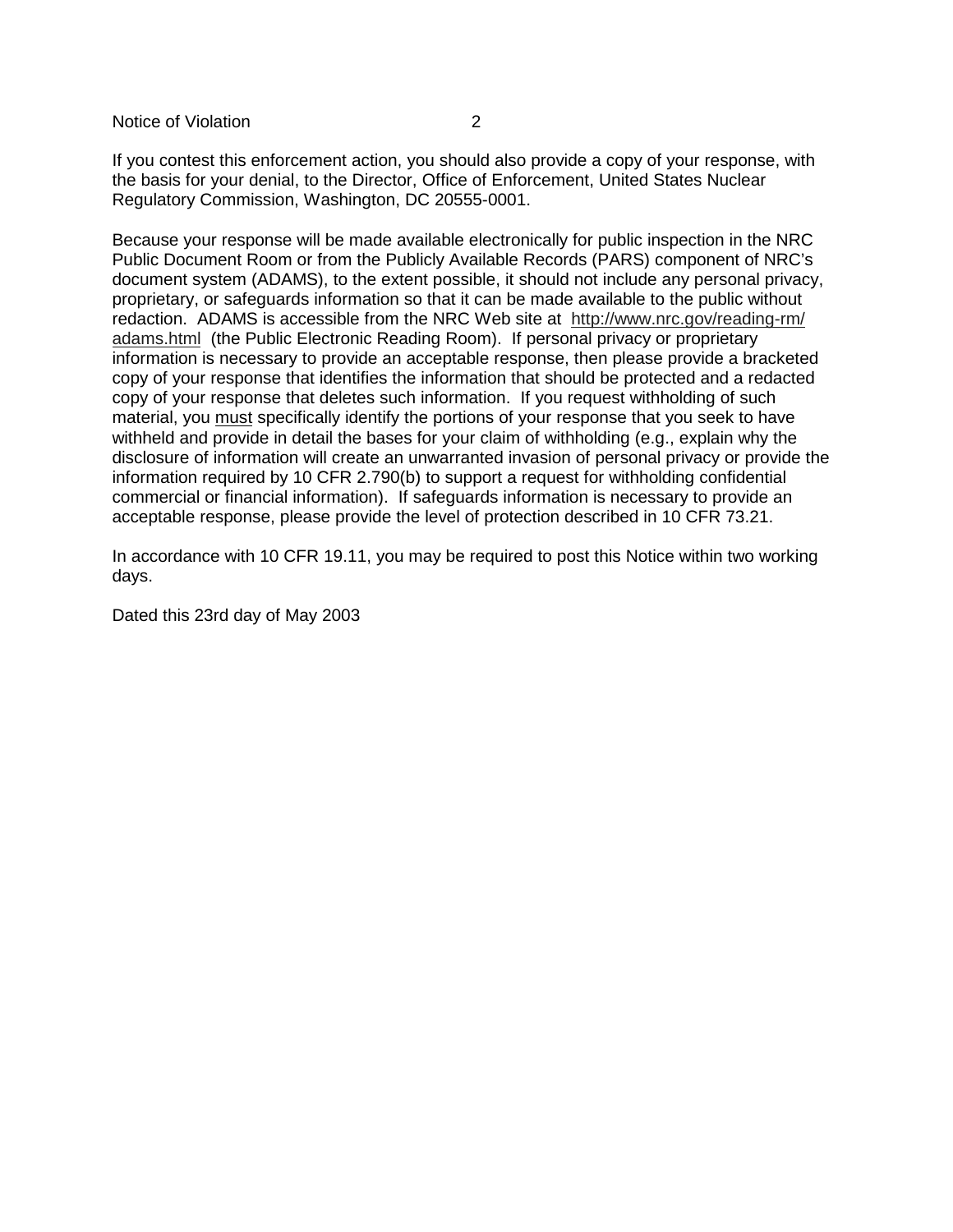If you contest this enforcement action, you should also provide a copy of your response, with the basis for your denial, to the Director, Office of Enforcement, United States Nuclear Regulatory Commission, Washington, DC 20555-0001.

Because your response will be made available electronically for public inspection in the NRC Public Document Room or from the Publicly Available Records (PARS) component of NRC's document system (ADAMS), to the extent possible, it should not include any personal privacy, proprietary, or safeguards information so that it can be made available to the public without redaction. ADAMS is accessible from the NRC Web site at http://www.nrc.gov/reading-rm/adams.html (the Public Electronic Reading Room). If personal privacy or proprietary information is necessary to provide an acceptable response, then please provide a bracketed copy of your response that identifies the information that should be protected and a redacted copy of your response that deletes such information. If you request withholding of such material, you <u>must</u> specifically identify the portions of your response that you seek to have withheld and provide in detail the bases for your claim of withholding (e.g., explain why the disclosure of information will create an unwarranted invasion of personal privacy or provide the information required by 10 CFR 2.790(b) to support a request for withholding confidential commercial or financial information). If safeguards information is necessary to provide an acceptable response, please provide the level of protection described in 10 CFR 73.21.

In accordance with 10 CFR 19.11, you may be required to post this Notice within two working days.

Dated this 23rd day of May 2003